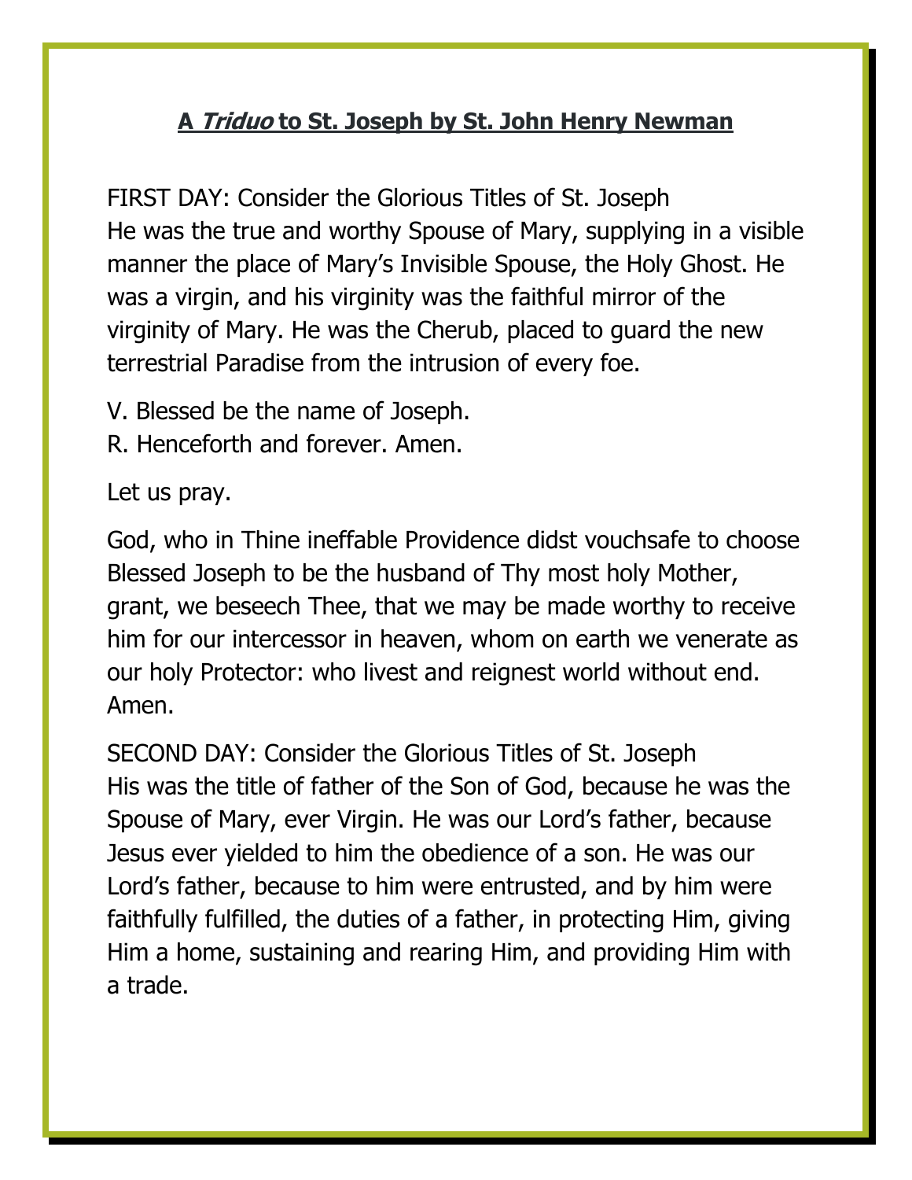## A *Triduo* to St. Joseph by St. John Henry Newman

FIRST DAY: Consider the Glorious Titles of St. Joseph
He was the true and worthy Spouse of Mary, supplying in a visible manner the place of Mary's Invisible Spouse, the Holy Ghost. He was a virgin, and his virginity was the faithful mirror of the virginity of Mary. He was the Cherub, placed to guard the new terrestrial Paradise from the intrusion of every foe.

V. Blessed be the name of Joseph.
R. Henceforth and forever. Amen.

Let us pray.

God, who in Thine ineffable Providence didst vouchsafe to choose Blessed Joseph to be the husband of Thy most holy Mother, grant, we beseech Thee, that we may be made worthy to receive him for our intercessor in heaven, whom on earth we venerate as our holy Protector: who livest and reignest world without end. Amen.

SECOND DAY: Consider the Glorious Titles of St. Joseph
His was the title of father of the Son of God, because he was the Spouse of Mary, ever Virgin. He was our Lord's father, because Jesus ever yielded to him the obedience of a son. He was our Lord's father, because to him were entrusted, and by him were faithfully fulfilled, the duties of a father, in protecting Him, giving Him a home, sustaining and rearing Him, and providing Him with a trade.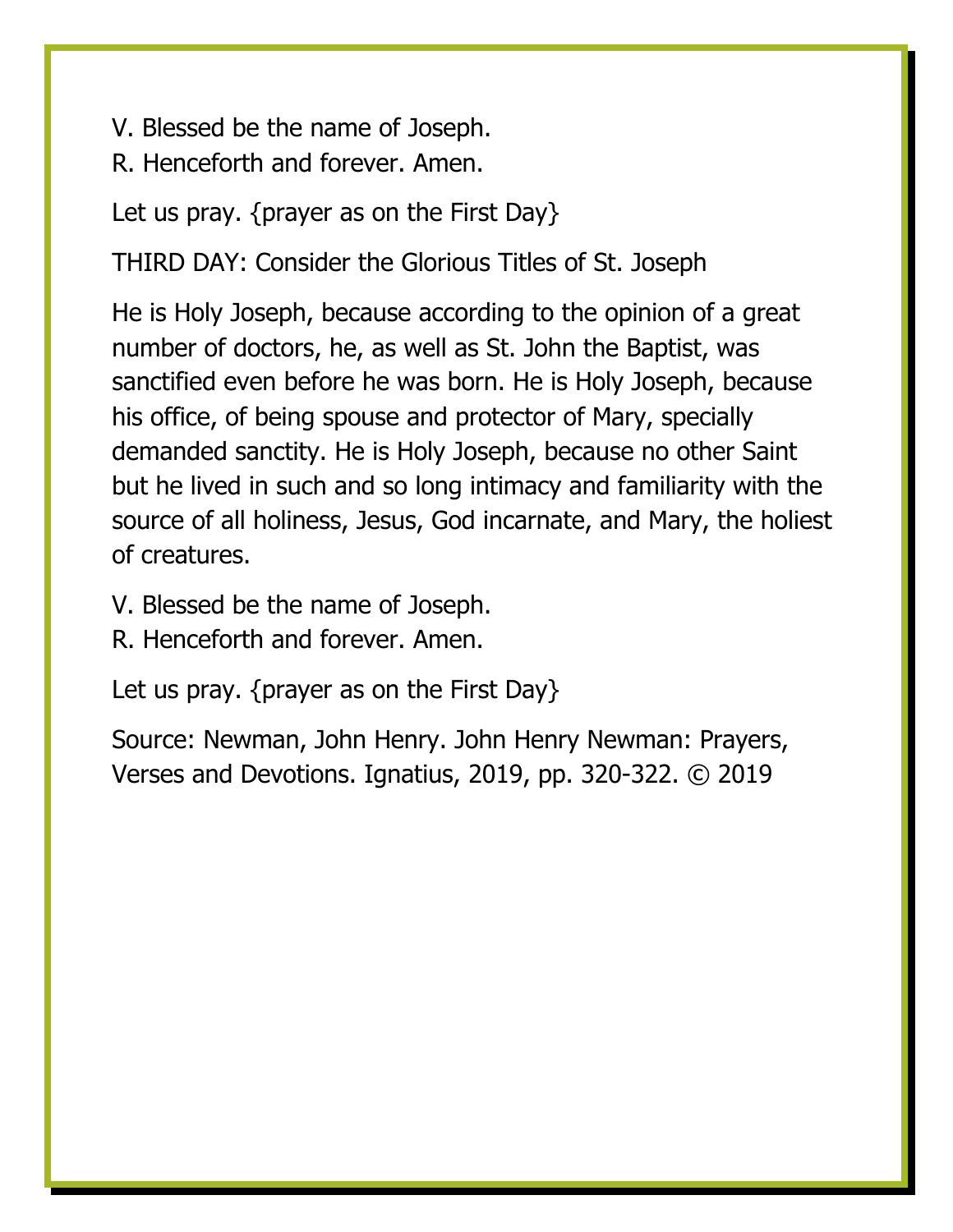V. Blessed be the name of Joseph.
R. Henceforth and forever. Amen.

Let us pray. {prayer as on the First Day}

## THIRD DAY: Consider the Glorious Titles of St. Joseph

He is Holy Joseph, because according to the opinion of a great number of doctors, he, as well as St. John the Baptist, was sanctified even before he was born. He is Holy Joseph, because his office, of being spouse and protector of Mary, specially demanded sanctity. He is Holy Joseph, because no other Saint but he lived in such and so long intimacy and familiarity with the source of all holiness, Jesus, God incarnate, and Mary, the holiest of creatures.

V. Blessed be the name of Joseph.
R. Henceforth and forever. Amen.

Let us pray. {prayer as on the First Day}

Source: Newman, John Henry. John Henry Newman: Prayers, Verses and Devotions. Ignatius, 2019, pp. 320-322. © 2019